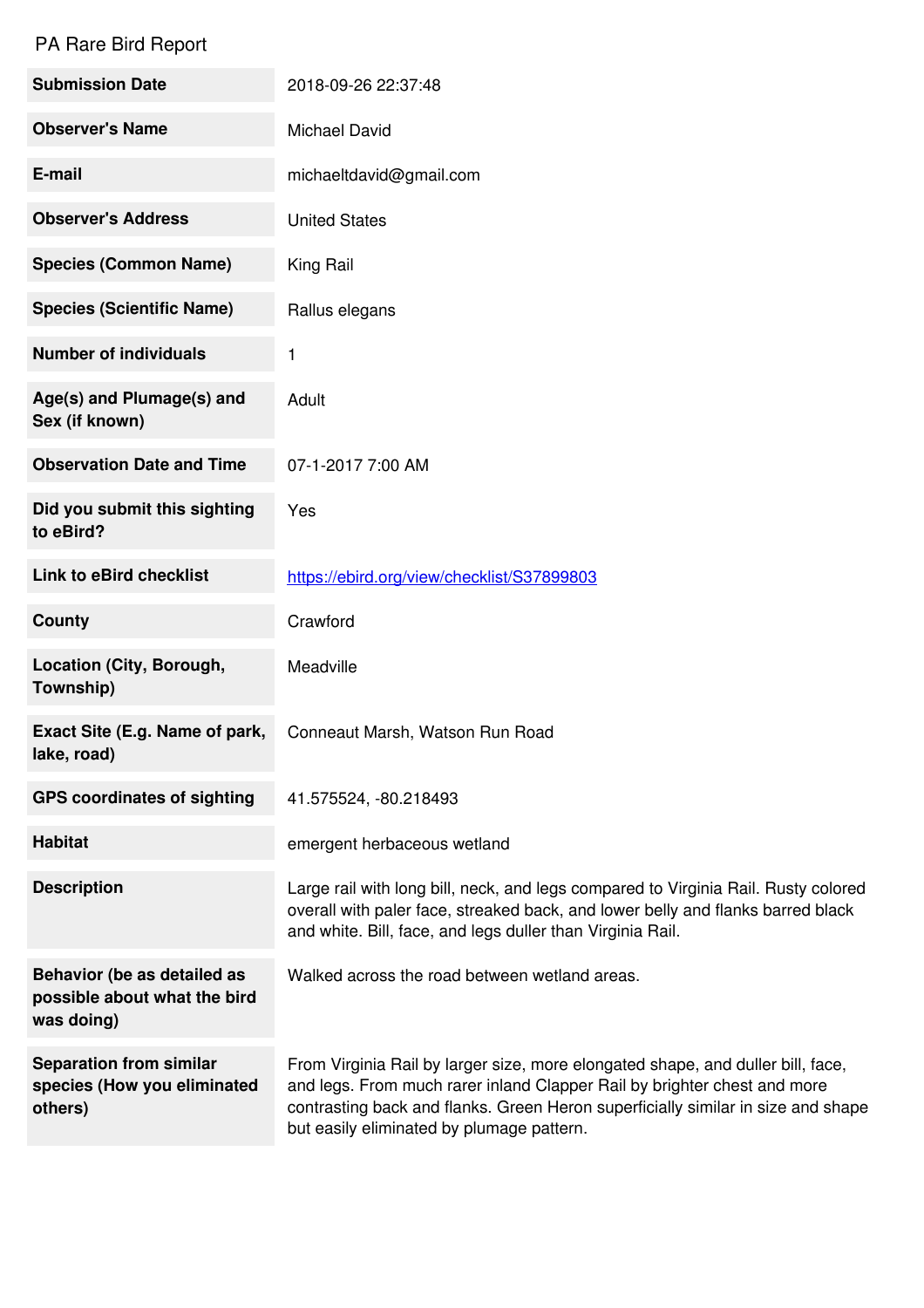# PA Rare Bird Report

| | |
|---|---|
| **Submission Date** | 2018-09-26 22:37:48 |
| **Observer's Name** | Michael David |
| **E-mail** | michaeltdavid@gmail.com |
| **Observer's Address** | United States |
| **Species (Common Name)** | King Rail |
| **Species (Scientific Name)** | Rallus elegans |
| **Number of individuals** | 1 |
| **Age(s) and Plumage(s) and Sex (if known)** | Adult |
| **Observation Date and Time** | 07-1-2017 7:00 AM |
| **Did you submit this sighting to eBird?** | Yes |
| **Link to eBird checklist** | [https://ebird.org/view/checklist/S37899803](https://ebird.org/view/checklist/S37899803) |
| **County** | Crawford |
| **Location (City, Borough, Township)** | Meadville |
| **Exact Site (E.g. Name of park, lake, road)** | Conneaut Marsh, Watson Run Road |
| **GPS coordinates of sighting** | 41.575524, -80.218493 |
| **Habitat** | emergent herbaceous wetland |
| **Description** | Large rail with long bill, neck, and legs compared to Virginia Rail. Rusty colored overall with paler face, streaked back, and lower belly and flanks barred black and white. Bill, face, and legs duller than Virginia Rail. |
| **Behavior (be as detailed as possible about what the bird was doing)** | Walked across the road between wetland areas. |
| **Separation from similar species (How you eliminated others)** | From Virginia Rail by larger size, more elongated shape, and duller bill, face, and legs. From much rarer inland Clapper Rail by brighter chest and more contrasting back and flanks. Green Heron superficially similar in size and shape but easily eliminated by plumage pattern. |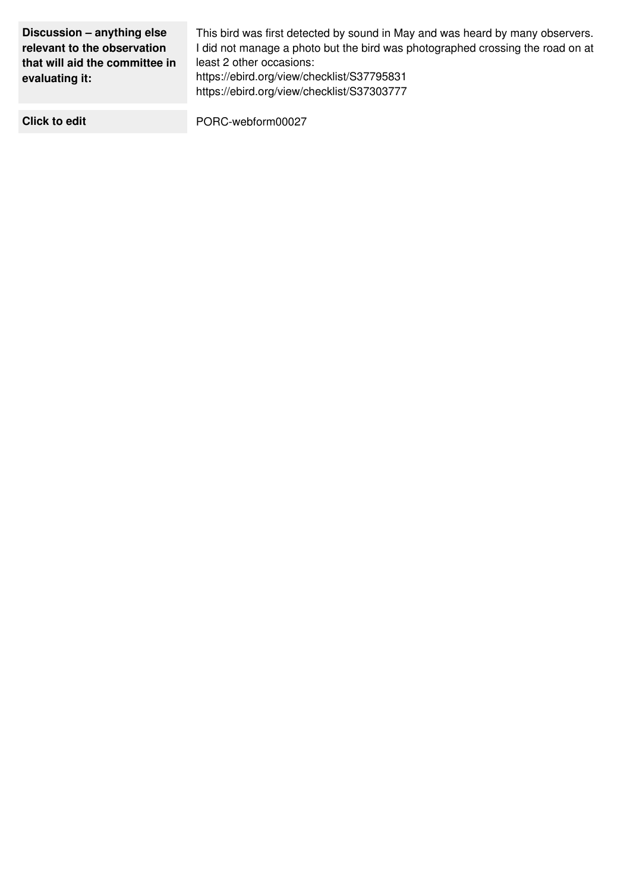| | |
|---|---|
| **Discussion – anything else relevant to the observation that will aid the committee in evaluating it:** | This bird was first detected by sound in May and was heard by many observers. I did not manage a photo but the bird was photographed crossing the road on at least 2 other occasions: https://ebird.org/view/checklist/S37795831 https://ebird.org/view/checklist/S37303777 |
| **Click to edit** | PORC-webform00027 |